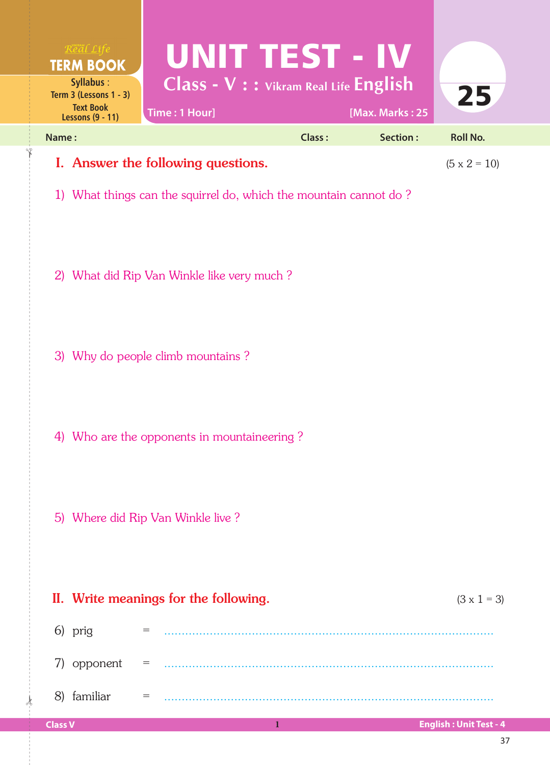Real Life
**TERM BOOK**
**Syllabus :**
Term 3 (Lessons 1 - 3)
Text Book
Lessons (9 - 11)

# UNIT TEST - IV

## Class - V : : Vikram Real Life English

Time : 1 Hour] [Max. Marks : 25

25

Name : Class : Section : Roll No.

## I. Answer the following questions. (5 x 2 = 10)

1) What things can the squirrel do, which the mountain cannot do ?

2) What did Rip Van Winkle like very much ?

3) Why do people climb mountains ?

4) Who are the opponents in mountaineering ?

5) Where did Rip Van Winkle live ?

## II. Write meanings for the following. (3 x 1 = 3)

6) prig = ..............................................................................................

7) opponent = ..............................................................................................

8) familiar = ..............................................................................................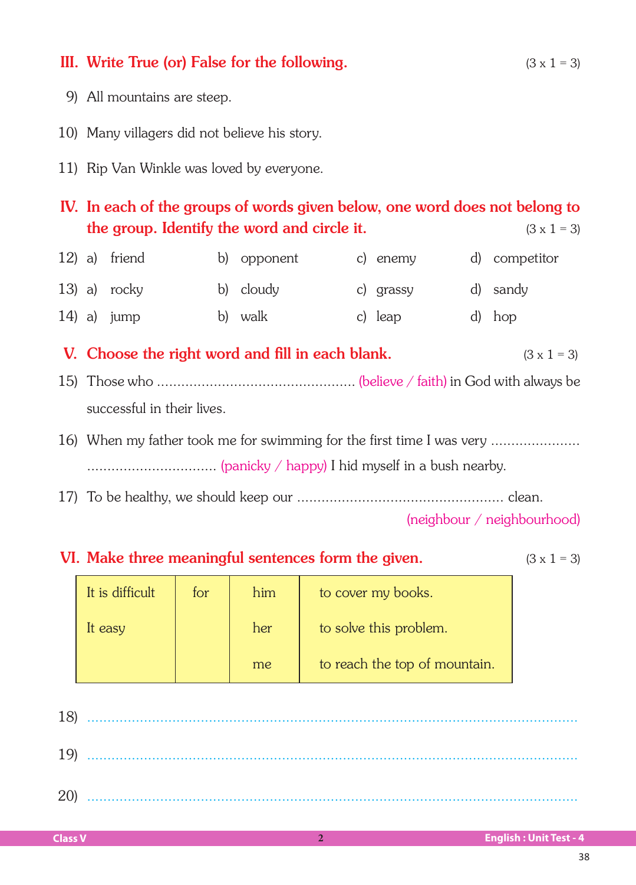## III. Write True (or) False for the following. (3 x 1 = 3)

9) All mountains are steep.

10) Many villagers did not believe his story.

11) Rip Van Winkle was loved by everyone.

## IV. In each of the groups of words given below, one word does not belong to the group. Identify the word and circle it. (3 x 1 = 3)

12) a) friend b) opponent c) enemy d) competitor

13) a) rocky b) cloudy c) grassy d) sandy

14) a) jump b) walk c) leap d) hop

## V. Choose the right word and fill in each blank. (3 x 1 = 3)

15) Those who ................................................ (believe / faith) in God with always be successful in their lives.

16) When my father took me for swimming for the first time I was very ..................... ............................... (panicky / happy) I hid myself in a bush nearby.

17) To be healthy, we should keep our .................................................. clean. (neighbour / neighbourhood)

## VI. Make three meaningful sentences form the given. (3 x 1 = 3)

| | | | |
|---|---|---|---|
| It is difficult | for | him | to cover my books. |
| It easy | | her | to solve this problem. |
| | | me | to reach the top of mountain. |

18) ..........................................................................................................

19) ..........................................................................................................

20) ..........................................................................................................